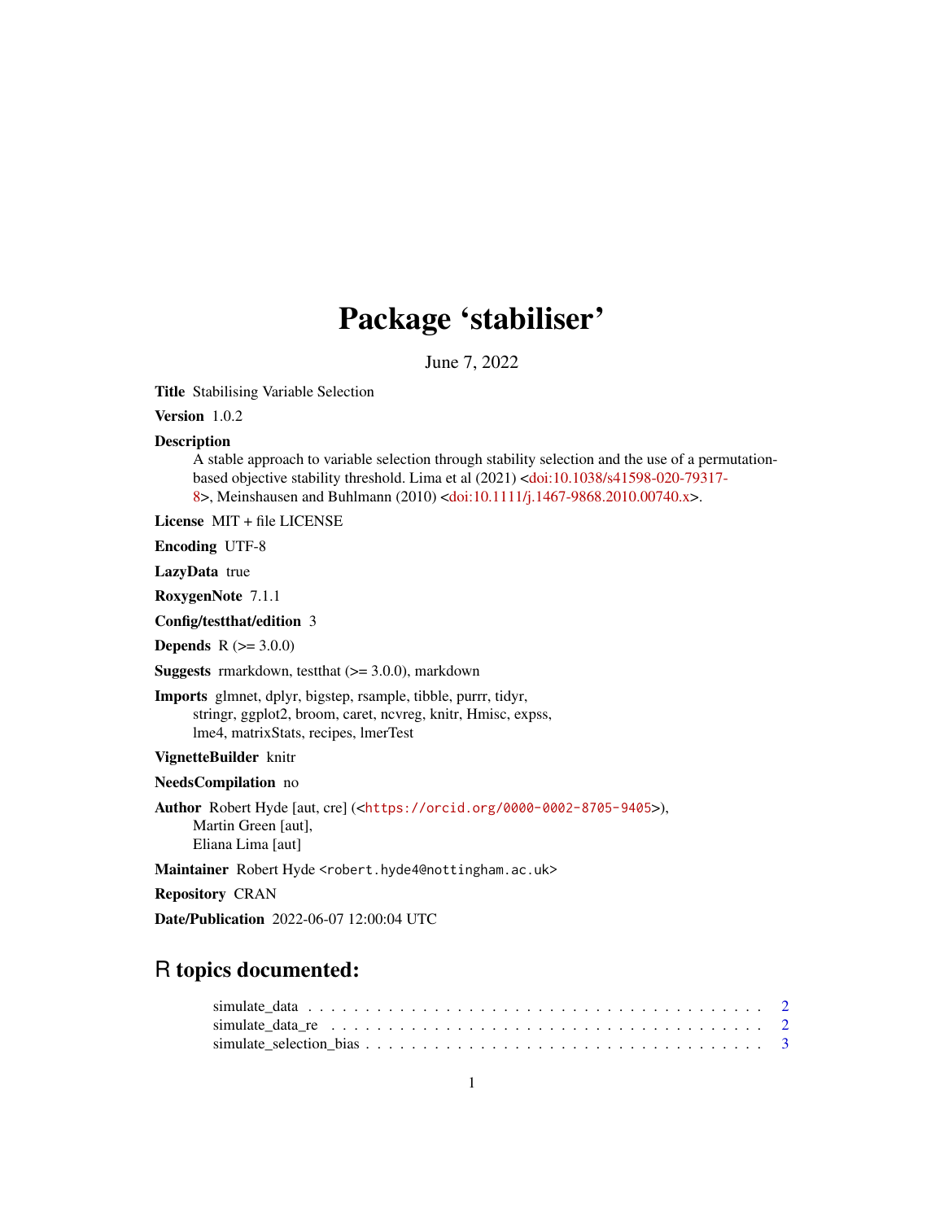# Package 'stabiliser'

June 7, 2022

**Title** Stabilising Variable Selection

**Version** 1.0.2

**Description** A stable approach to variable selection through stability selection and the use of a permutation-based objective stability threshold. Lima et al (2021) <doi:10.1038/s41598-020-79317-8>, Meinshausen and Buhlmann (2010) <doi:10.1111/j.1467-9868.2010.00740.x>.

**License** MIT + file LICENSE

**Encoding** UTF-8

**LazyData** true

**RoxygenNote** 7.1.1

**Config/testthat/edition** 3

**Depends** R (>= 3.0.0)

**Suggests** rmarkdown, testthat (>= 3.0.0), markdown

**Imports** glmnet, dplyr, bigstep, rsample, tibble, purrr, tidyr, stringr, ggplot2, broom, caret, ncvreg, knitr, Hmisc, expss, lme4, matrixStats, recipes, lmerTest

**VignetteBuilder** knitr

**NeedsCompilation** no

**Author** Robert Hyde [aut, cre] (<https://orcid.org/0000-0002-8705-9405>), Martin Green [aut], Eliana Lima [aut]

**Maintainer** Robert Hyde <robert.hyde4@nottingham.ac.uk>

**Repository** CRAN

**Date/Publication** 2022-06-07 12:00:04 UTC

## R topics documented:

simulate_data . . . . . . . . . . . . . . . . . . . . . . . . . . . . . . . . . . . . . . . . 2
simulate_data_re . . . . . . . . . . . . . . . . . . . . . . . . . . . . . . . . . . . . . . 2
simulate_selection_bias . . . . . . . . . . . . . . . . . . . . . . . . . . . . . . . . . . . 3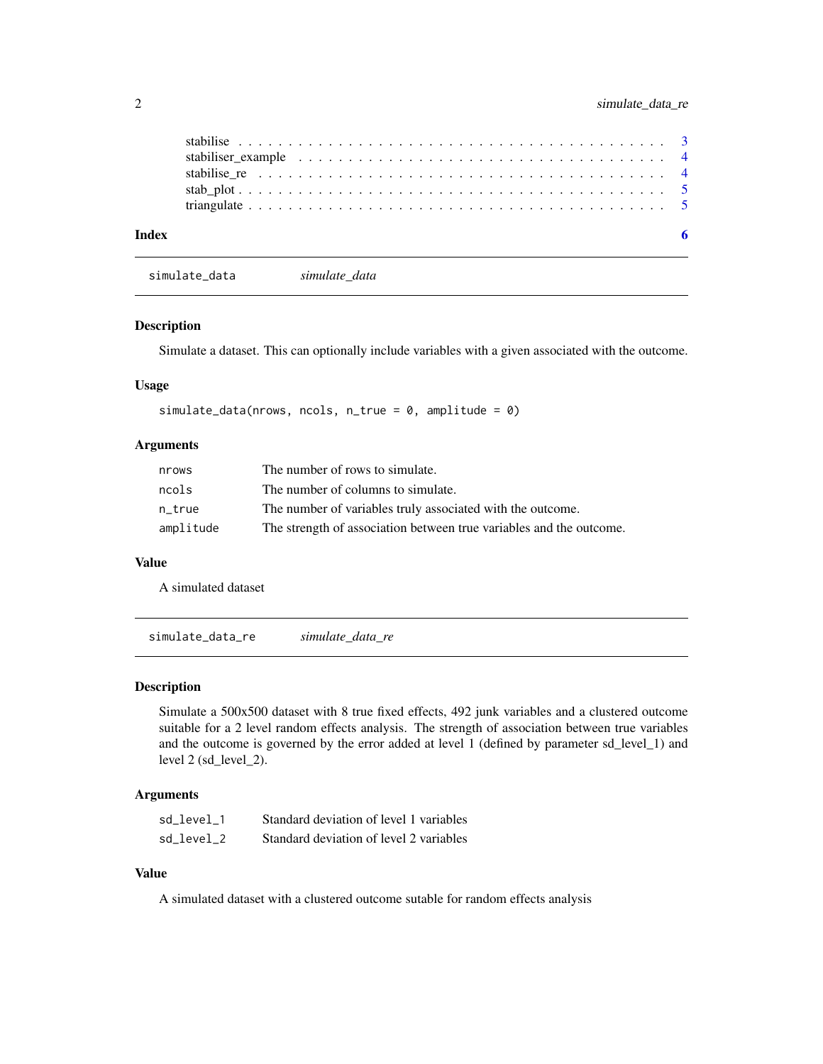| | |
|---|---|
| stabilise | 3 |
| stabiliser_example | 4 |
| stabilise_re | 4 |
| stab_plot | 5 |
| triangulate | 5 |

**Index** 6

## simulate_data *simulate_data*

### Description

Simulate a dataset. This can optionally include variables with a given associated with the outcome.

### Usage

```
simulate_data(nrows, ncols, n_true = 0, amplitude = 0)
```

### Arguments

| | |
|---|---|
| `nrows` | The number of rows to simulate. |
| `ncols` | The number of columns to simulate. |
| `n_true` | The number of variables truly associated with the outcome. |
| `amplitude` | The strength of association between true variables and the outcome. |

### Value

A simulated dataset

## simulate_data_re *simulate_data_re*

### Description

Simulate a 500x500 dataset with 8 true fixed effects, 492 junk variables and a clustered outcome suitable for a 2 level random effects analysis. The strength of association between true variables and the outcome is governed by the error added at level 1 (defined by parameter sd_level_1) and level 2 (sd_level_2).

### Arguments

| | |
|---|---|
| `sd_level_1` | Standard deviation of level 1 variables |
| `sd_level_2` | Standard deviation of level 2 variables |

### Value

A simulated dataset with a clustered outcome sutable for random effects analysis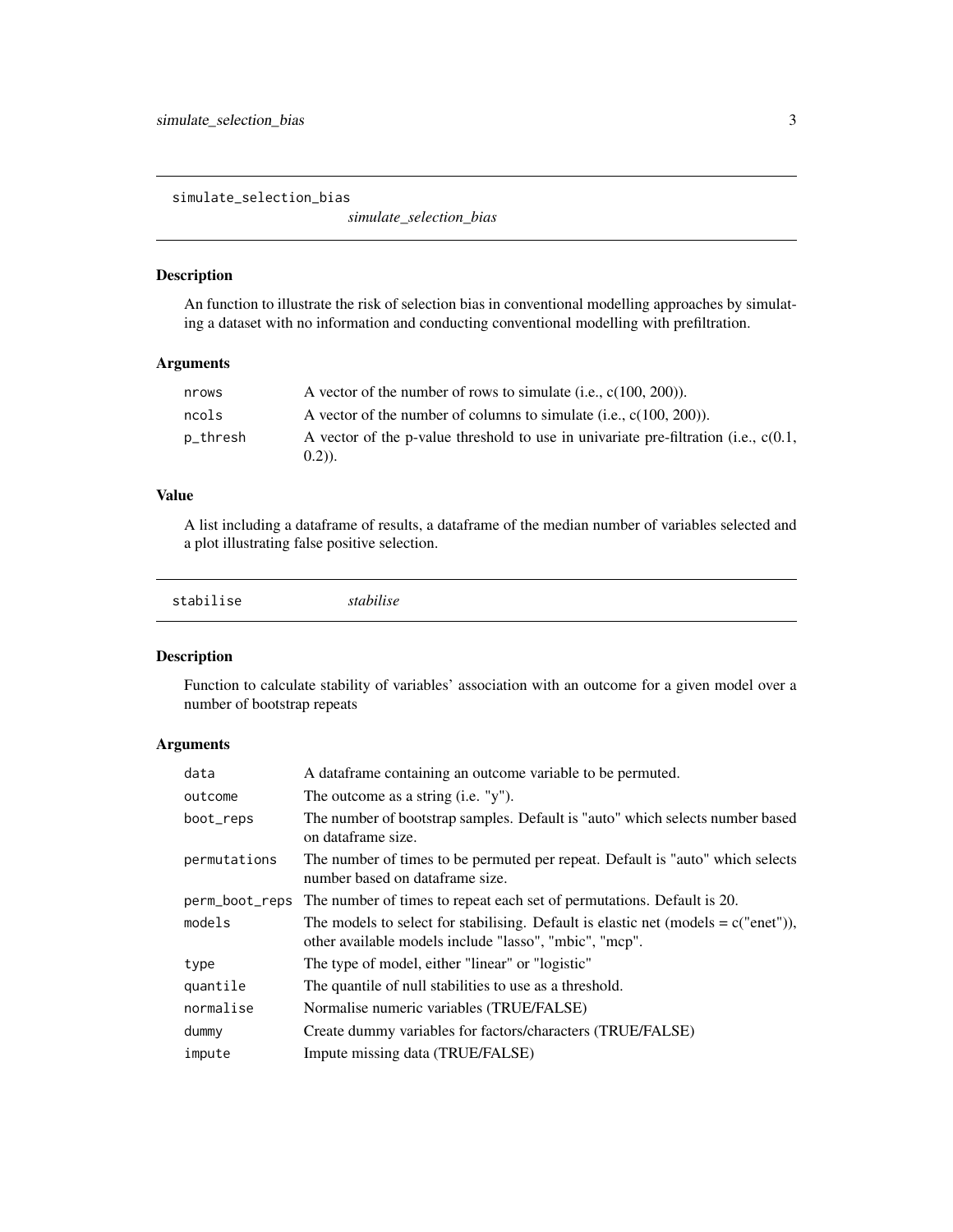## simulate_selection_bias

*simulate_selection_bias*

### Description

An function to illustrate the risk of selection bias in conventional modelling approaches by simulating a dataset with no information and conducting conventional modelling with prefiltration.

### Arguments

| | |
|---|---|
| `nrows` | A vector of the number of rows to simulate (i.e., c(100, 200)). |
| `ncols` | A vector of the number of columns to simulate (i.e., c(100, 200)). |
| `p_thresh` | A vector of the p-value threshold to use in univariate pre-filtration (i.e., c(0.1, 0.2)). |

### Value

A list including a dataframe of results, a dataframe of the median number of variables selected and a plot illustrating false positive selection.

## stabilise

*stabilise*

### Description

Function to calculate stability of variables' association with an outcome for a given model over a number of bootstrap repeats

### Arguments

| | |
|---|---|
| `data` | A dataframe containing an outcome variable to be permuted. |
| `outcome` | The outcome as a string (i.e. "y"). |
| `boot_reps` | The number of bootstrap samples. Default is "auto" which selects number based on dataframe size. |
| `permutations` | The number of times to be permuted per repeat. Default is "auto" which selects number based on dataframe size. |
| `perm_boot_reps` | The number of times to repeat each set of permutations. Default is 20. |
| `models` | The models to select for stabilising. Default is elastic net (models = c("enet")), other available models include "lasso", "mbic", "mcp". |
| `type` | The type of model, either "linear" or "logistic" |
| `quantile` | The quantile of null stabilities to use as a threshold. |
| `normalise` | Normalise numeric variables (TRUE/FALSE) |
| `dummy` | Create dummy variables for factors/characters (TRUE/FALSE) |
| `impute` | Impute missing data (TRUE/FALSE) |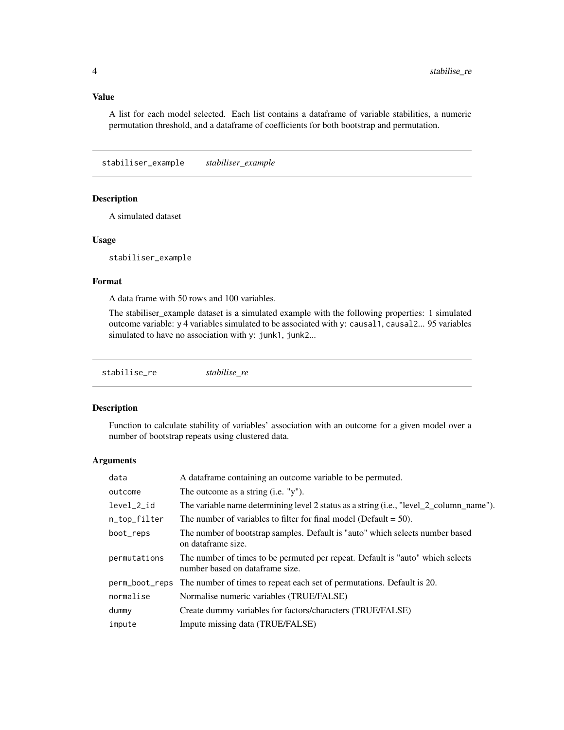### Value

A list for each model selected. Each list contains a dataframe of variable stabilities, a numeric permutation threshold, and a dataframe of coefficients for both bootstrap and permutation.

---

## stabiliser_example    *stabiliser_example*

### Description

A simulated dataset

### Usage

```
stabiliser_example
```

### Format

A data frame with 50 rows and 100 variables.

The stabiliser_example dataset is a simulated example with the following properties: 1 simulated outcome variable: `y` 4 variables simulated to be associated with `y`: `causal1`, `causal2`... 95 variables simulated to have no association with `y`: `junk1`, `junk2`...

---

## stabilise_re    *stabilise_re*

### Description

Function to calculate stability of variables' association with an outcome for a given model over a number of bootstrap repeats using clustered data.

### Arguments

| | |
|---|---|
| `data` | A dataframe containing an outcome variable to be permuted. |
| `outcome` | The outcome as a string (i.e. "y"). |
| `level_2_id` | The variable name determining level 2 status as a string (i.e., "level_2_column_name"). |
| `n_top_filter` | The number of variables to filter for final model (Default = 50). |
| `boot_reps` | The number of bootstrap samples. Default is "auto" which selects number based on dataframe size. |
| `permutations` | The number of times to be permuted per repeat. Default is "auto" which selects number based on dataframe size. |
| `perm_boot_reps` | The number of times to repeat each set of permutations. Default is 20. |
| `normalise` | Normalise numeric variables (TRUE/FALSE) |
| `dummy` | Create dummy variables for factors/characters (TRUE/FALSE) |
| `impute` | Impute missing data (TRUE/FALSE) |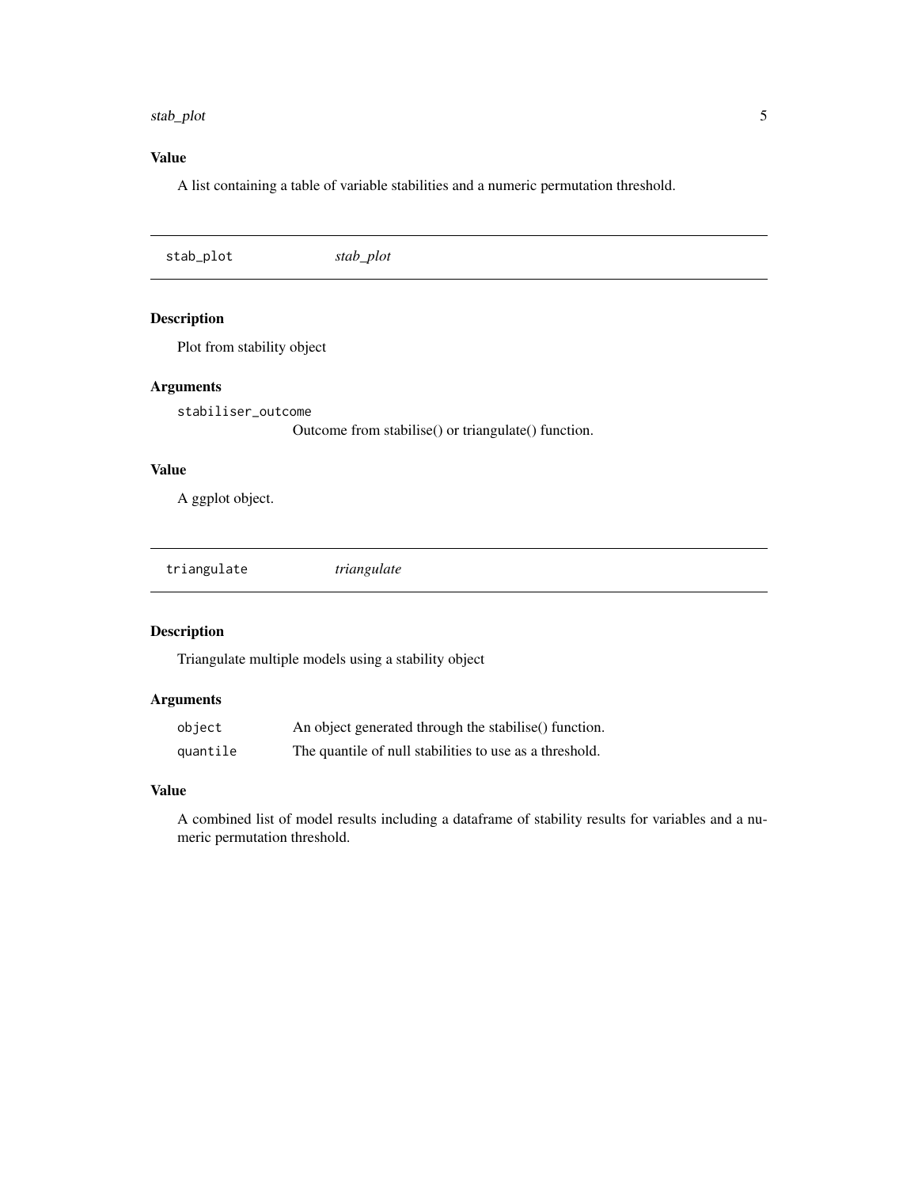### Value

A list containing a table of variable stabilities and a numeric permutation threshold.

---

## stab_plot — *stab_plot*

---

### Description

Plot from stability object

### Arguments

`stabiliser_outcome`
Outcome from stabilise() or triangulate() function.

### Value

A ggplot object.

---

## triangulate — *triangulate*

---

### Description

Triangulate multiple models using a stability object

### Arguments

| | |
|---|---|
| `object` | An object generated through the stabilise() function. |
| `quantile` | The quantile of null stabilities to use as a threshold. |

### Value

A combined list of model results including a dataframe of stability results for variables and a numeric permutation threshold.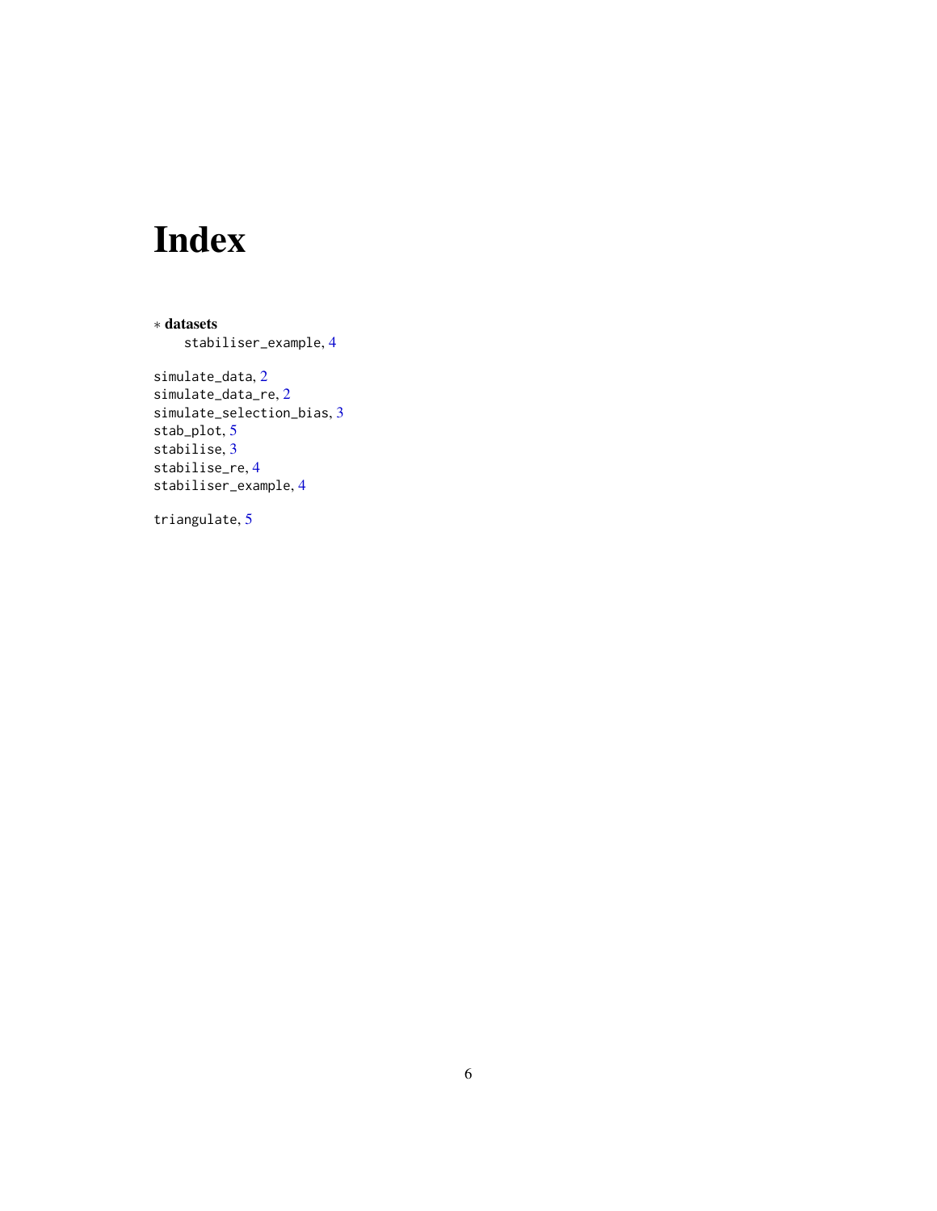# Index

∗ **datasets**
    stabiliser_example, 4

simulate_data, 2
simulate_data_re, 2
simulate_selection_bias, 3
stab_plot, 5
stabilise, 3
stabilise_re, 4
stabiliser_example, 4

triangulate, 5